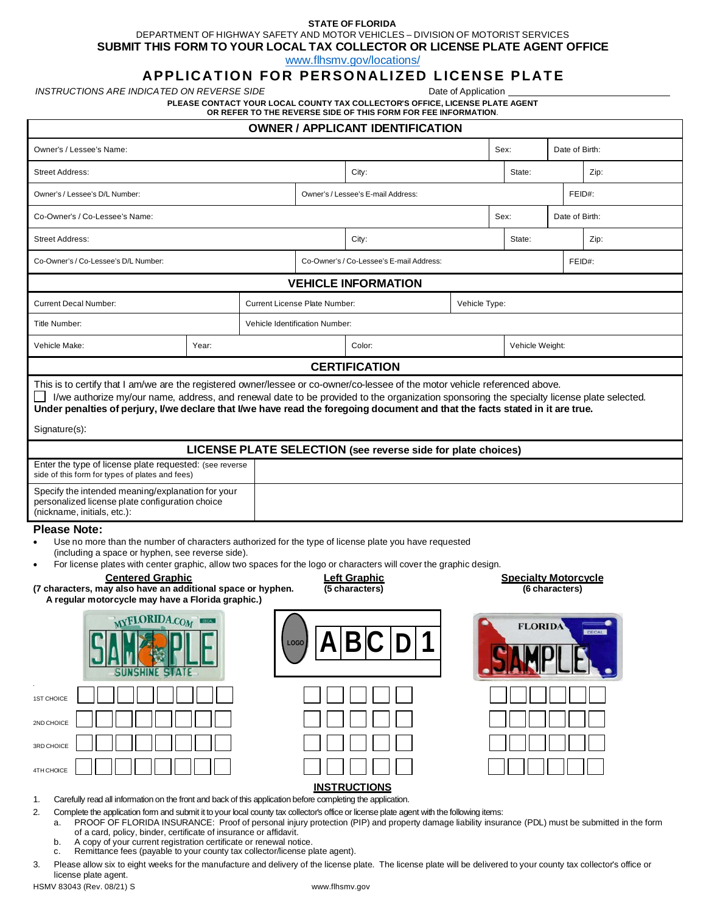STATE OF FLORIDA

DEPARTMENT OF HIGHWAY SAFETY AND MOTOR VEHICLES – DIVISION OF MOTORIST SERVICES

**SUBMIT THIS FORM TO YOUR LOCAL TAX COLLECTOR OR LICENSE PLATE AGENT OFFICE**

www.flhsmv.gov/locations/

# APPLICATION FOR PERSONALIZED LICENSE PLATE

*INSTRUCTIONS ARE INDICATED ON REVERSE SIDE* Date of Application ____________________

**PLEASE CONTACT YOUR LOCAL COUNTY TAX COLLECTOR'S OFFICE, LICENSE PLATE AGENT OR REFER TO THE REVERSE SIDE OF THIS FORM FOR FEE INFORMATION.**

## OWNER / APPLICANT IDENTIFICATION

| | | | | |
|---|---|---|---|---|
| Owner's / Lessee's Name: | | | Sex: | Date of Birth: |
| Street Address: | City: | | State: | Zip: |
| Owner's / Lessee's D/L Number: | Owner's / Lessee's E-mail Address: | | | FEID#: |
| Co-Owner's / Co-Lessee's Name: | | | Sex: | Date of Birth: |
| Street Address: | City: | | State: | Zip: |
| Co-Owner's / Co-Lessee's D/L Number: | Co-Owner's / Co-Lessee's E-mail Address: | | | FEID#: |

## VEHICLE INFORMATION

| | | | |
|---|---|---|---|
| Current Decal Number: | Current License Plate Number: | Vehicle Type: | |
| Title Number: | Vehicle Identification Number: | | |
| Vehicle Make: | Year: | Color: | Vehicle Weight: |

## CERTIFICATION

This is to certify that I am/we are the registered owner/lessee or co-owner/co-lessee of the motor vehicle referenced above.

☐ I/we authorize my/our name, address, and renewal date to be provided to the organization sponsoring the specialty license plate selected.

**Under penalties of perjury, I/we declare that I/we have read the foregoing document and that the facts stated in it are true.**

Signature(s):

## LICENSE PLATE SELECTION (see reverse side for plate choices)

| | |
|---|---|
| Enter the type of license plate requested: (see reverse side of this form for types of plates and fees) | |
| Specify the intended meaning/explanation for your personalized license plate configuration choice (nickname, initials, etc.): | |

**Please Note:**

- Use no more than the number of characters authorized for the type of license plate you have requested (including a space or hyphen, see reverse side).
- For license plates with center graphic, allow two spaces for the logo or characters will cover the graphic design.

| | **Centered Graphic** (7 characters, may also have an additional space or hyphen. A regular motorcycle may have a Florida graphic.) | **Left Graphic** (5 characters) | **Specialty Motorcycle** (6 characters) |
|---|---|---|---|
| 1ST CHOICE | ☐☐☐☐☐☐☐☐ | ☐☐☐☐☐ | ☐☐☐☐☐☐ |
| 2ND CHOICE | ☐☐☐☐☐☐☐☐ | ☐☐☐☐☐ | ☐☐☐☐☐☐ |
| 3RD CHOICE | ☐☐☐☐☐☐☐☐ | ☐☐☐☐☐ | ☐☐☐☐☐☐ |
| 4TH CHOICE | ☐☐☐☐☐☐☐☐ | ☐☐☐☐☐ | ☐☐☐☐☐☐ |

## INSTRUCTIONS

1. Carefully read all information on the front and back of this application before completing the application.
2. Complete the application form and submit it to your local county tax collector's office or license plate agent with the following items:
   a. PROOF OF FLORIDA INSURANCE: Proof of personal injury protection (PIP) and property damage liability insurance (PDL) must be submitted in the form of a card, policy, binder, certificate of insurance or affidavit.
   b. A copy of your current registration certificate or renewal notice.
   c. Remittance fees (payable to your county tax collector/license plate agent).
3. Please allow six to eight weeks for the manufacture and delivery of the license plate. The license plate will be delivered to your county tax collector's office or license plate agent.

HSMV 83043 (Rev. 08/21) S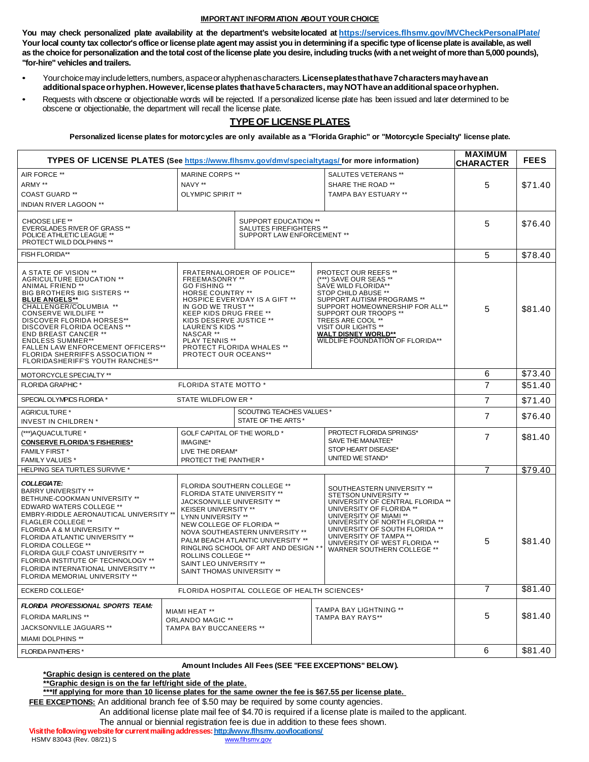**IMPORTANT INFORMATION ABOUT YOUR CHOICE**

**You may check personalized plate availability at the department's website located at https://services.flhsmv.gov/MVCheckPersonalPlate/ Your local county tax collector's office or license plate agent may assist you in determining if a specific type of license plate is available, as well as the choice for personalization and the total cost of the license plate you desire, including trucks (with a net weight of more than 5,000 pounds), "for-hire" vehicles and trailers.**

- Your choice may include letters, numbers, a space or a hyphen as characters. **License plates that have 7 characters may have an additional space or hyphen. However, license plates that have 5 characters, may NOT have an additional space or hyphen.**
- Requests with obscene or objectionable words will be rejected. If a personalized license plate has been issued and later determined to be obscene or objectionable, the department will recall the license plate.

## TYPE OF LICENSE PLATES

**Personalized license plates for motorcycles are only available as a "Florida Graphic" or "Motorcycle Specialty" license plate.**

| TYPES OF LICENSE PLATES (See https://www.flhsmv.gov/dmv/specialtytags/ for more information) | | | MAXIMUM CHARACTER | FEES |
|---|---|---|---|---|
| AIR FORCE ** <br> ARMY ** <br> COAST GUARD ** <br> INDIAN RIVER LAGOON ** | MARINE CORPS ** <br> NAVY ** <br> OLYMPIC SPIRIT ** | SALUTES VETERANS ** <br> SHARE THE ROAD ** <br> TAMPA BAY ESTUARY ** | 5 | $71.40 |
| CHOOSE LIFE ** <br> EVERGLADES RIVER OF GRASS ** <br> POLICE ATHLETIC LEAGUE ** <br> PROTECT WILD DOLPHINS ** | SUPPORT EDUCATION ** <br> SALUTES FIREFIGHTERS ** <br> SUPPORT LAW ENFORCEMENT ** | | 5 | $76.40 |
| FISH FLORIDA** | | | 5 | $78.40 |
| A STATE OF VISION ** <br> AGRICULTURE EDUCATION ** <br> ANIMAL FRIEND ** <br> BIG BROTHERS BIG SISTERS ** <br> **BLUE ANGELS**** <br> CHALLENGER/COLUMBIA ** <br> CONSERVE WILDLIFE ** <br> DISCOVER FLORIDA HORSES** <br> DISCOVER FLORIDA OCEANS ** <br> END BREAST CANCER ** <br> ENDLESS SUMMER** <br> FALLEN LAW ENFORCEMENT OFFICERS** <br> FLORIDA SHERRIFFS ASSOCIATION ** <br> FLORIDASHERIFF'S YOUTH RANCHES** | FRATERNALORDER OF POLICE** <br> FREEMASONRY ** <br> GO FISHING ** <br> HORSE COUNTRY ** <br> HOSPICE EVERYDAY IS A GIFT ** <br> IN GOD WE TRUST ** <br> KEEP KIDS DRUG FREE ** <br> KIDS DESERVE JUSTICE ** <br> LAUREN'S KIDS ** <br> NASCAR ** <br> PLAY TENNIS ** <br> PROTECT FLORIDA WHALES ** <br> PROTECT OUR OCEANS** | PROTECT OUR REEFS ** <br> (***) SAVE OUR SEAS ** <br> SAVE WILD FLORIDA** <br> STOP CHILD ABUSE ** <br> SUPPORT AUTISM PROGRAMS ** <br> SUPPORT HOMEOWNERSHIP FOR ALL** <br> SUPPORT OUR TROOPS ** <br> TREES ARE COOL ** <br> VISIT OUR LIGHTS ** <br> **WALT DISNEY WORLD**** <br> WILDLIFE FOUNDATION OF FLORIDA** | 5 | $81.40 |
| MOTORCYCLE SPECIALTY ** | | | 6 | $73.40 |
| FLORIDA GRAPHIC * | FLORIDA STATE MOTTO * | | 7 | $51.40 |
| SPECIAL OLYMPICS FLORIDA * | STATE WILDFLOWER * | | 7 | $71.40 |
| AGRICULTURE * <br> INVEST IN CHILDREN * | SCOUTING TEACHES VALUES * <br> STATE OF THE ARTS * | | 7 | $76.40 |
| (***)AQUACULTURE * <br> **CONSERVE FLORIDA'S FISHERIES*** <br> FAMILY FIRST * <br> FAMILY VALUES * | GOLF CAPITAL OF THE WORLD * <br> IMAGINE* <br> LIVE THE DREAM* <br> PROTECT THE PANTHER * | PROTECT FLORIDA SPRINGS* <br> SAVE THE MANATEE* <br> STOP HEART DISEASE* <br> UNITED WE STAND* | 7 | $81.40 |
| HELPING SEA TURTLES SURVIVE * | | | 7 | $79.40 |
| ***COLLEGIATE:*** <br> BARRY UNIVERSITY ** <br> BETHUNE-COOKMAN UNIVERSITY ** <br> EDWARD WATERS COLLEGE ** <br> EMBRY-RIDDLE AERONAUTICAL UNIVERSITY ** <br> FLAGLER COLLEGE ** <br> FLORIDA A & M UNIVERSITY ** <br> FLORIDA ATLANTIC UNIVERSITY ** <br> FLORIDA COLLEGE ** <br> FLORIDA GULF COAST UNIVERSITY ** <br> FLORIDA INSTITUTE OF TECHNOLOGY ** <br> FLORIDA INTERNATIONAL UNIVERSITY ** <br> FLORIDA MEMORIAL UNIVERSITY ** | FLORIDA SOUTHERN COLLEGE ** <br> FLORIDA STATE UNIVERSITY ** <br> JACKSONVILLE UNIVERSITY ** <br> KEISER UNIVERSITY ** <br> LYNN UNIVERSITY ** <br> NEW COLLEGE OF FLORIDA ** <br> NOVA SOUTHEASTERN UNIVERSITY ** <br> PALM BEACH ATLANTIC UNIVERSITY ** <br> RINGLING SCHOOL OF ART AND DESIGN ** <br> ROLLINS COLLEGE ** <br> SAINT LEO UNIVERSITY ** <br> SAINT THOMAS UNIVERSITY ** | SOUTHEASTERN UNIVERSITY ** <br> STETSON UNIVERSITY ** <br> UNIVERSITY OF CENTRAL FLORIDA ** <br> UNIVERSITY OF FLORIDA ** <br> UNIVERSITY OF MIAMI ** <br> UNIVERSITY OF NORTH FLORIDA ** <br> UNIVERSITY OF SOUTH FLORIDA ** <br> UNIVERSITY OF TAMPA ** <br> UNIVERSITY OF WEST FLORIDA ** <br> WARNER SOUTHERN COLLEGE ** | 5 | $81.40 |
| ECKERD COLLEGE* | FLORIDA HOSPITAL COLLEGE OF HEALTH SCIENCES* | | 7 | $81.40 |
| ***FLORIDA PROFESSIONAL SPORTS TEAM:*** <br> FLORIDA MARLINS ** <br> JACKSONVILLE JAGUARS ** <br> MIAMI DOLPHINS ** | MIAMI HEAT ** <br> ORLANDO MAGIC ** <br> TAMPA BAY BUCCANEERS ** | TAMPA BAY LIGHTNING ** <br> TAMPA BAY RAYS** | 5 | $81.40 |
| FLORIDA PANTHERS * | | | 6 | $81.40 |

**Amount Includes All Fees (SEE "FEE EXCEPTIONS" BELOW).**

**\*Graphic design is centered on the plate**

**\*\*Graphic design is on the far left/right side of the plate.**

**\*\*\*If applying for more than 10 license plates for the same owner the fee is $67.55 per license plate.**

**FEE EXCEPTIONS:** An additional branch fee of $.50 may be required by some county agencies.
An additional license plate mail fee of $4.70 is required if a license plate is mailed to the applicant.
The annual or biennial registration fee is due in addition to these fees shown.

**Visit the following website for current mailing addresses: http://www.flhsmv.gov/locations/**

HSMV 83043 (Rev. 08/21) S www.flhsmv.gov